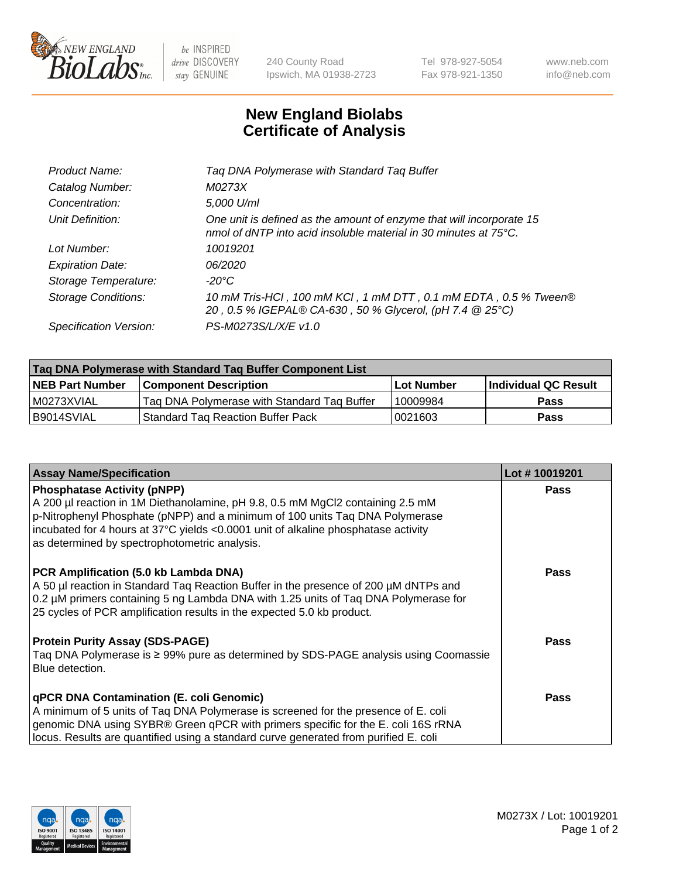New England BioLabs Inc. — be INSPIRED drive DISCOVERY stay GENUINE

240 County Road
Ipswich, MA 01938-2723

Tel 978-927-5054
Fax 978-921-1350

www.neb.com
info@neb.com

# New England Biolabs
# Certificate of Analysis

| | |
|---|---|
| *Product Name:* | *Taq DNA Polymerase with Standard Taq Buffer* |
| *Catalog Number:* | *M0273X* |
| *Concentration:* | *5,000 U/ml* |
| *Unit Definition:* | *One unit is defined as the amount of enzyme that will incorporate 15 nmol of dNTP into acid insoluble material in 30 minutes at 75°C.* |
| *Lot Number:* | *10019201* |
| *Expiration Date:* | *06/2020* |
| *Storage Temperature:* | *-20°C* |
| *Storage Conditions:* | *10 mM Tris-HCl , 100 mM KCl , 1 mM DTT , 0.1 mM EDTA , 0.5 % Tween® 20 , 0.5 % IGEPAL® CA-630 , 50 % Glycerol, (pH 7.4 @ 25°C)* |
| *Specification Version:* | *PS-M0273S/L/X/E v1.0* |

| Taq DNA Polymerase with Standard Taq Buffer Component List | | | |
|---|---|---|---|
| **NEB Part Number** | **Component Description** | **Lot Number** | **Individual QC Result** |
| M0273XVIAL | Taq DNA Polymerase with Standard Taq Buffer | 10009984 | **Pass** |
| B9014SVIAL | Standard Taq Reaction Buffer Pack | 0021603 | **Pass** |

| Assay Name/Specification | Lot # 10019201 |
|---|---|
| **Phosphatase Activity (pNPP)**<br>A 200 µl reaction in 1M Diethanolamine, pH 9.8, 0.5 mM MgCl2 containing 2.5 mM p-Nitrophenyl Phosphate (pNPP) and a minimum of 100 units Taq DNA Polymerase incubated for 4 hours at 37°C yields <0.0001 unit of alkaline phosphatase activity as determined by spectrophotometric analysis. | **Pass** |
| **PCR Amplification (5.0 kb Lambda DNA)**<br>A 50 µl reaction in Standard Taq Reaction Buffer in the presence of 200 µM dNTPs and 0.2 µM primers containing 5 ng Lambda DNA with 1.25 units of Taq DNA Polymerase for 25 cycles of PCR amplification results in the expected 5.0 kb product. | **Pass** |
| **Protein Purity Assay (SDS-PAGE)**<br>Taq DNA Polymerase is ≥ 99% pure as determined by SDS-PAGE analysis using Coomassie Blue detection. | **Pass** |
| **qPCR DNA Contamination (E. coli Genomic)**<br>A minimum of 5 units of Taq DNA Polymerase is screened for the presence of E. coli genomic DNA using SYBR® Green qPCR with primers specific for the E. coli 16S rRNA locus. Results are quantified using a standard curve generated from purified E. coli | **Pass** |

M0273X / Lot: 10019201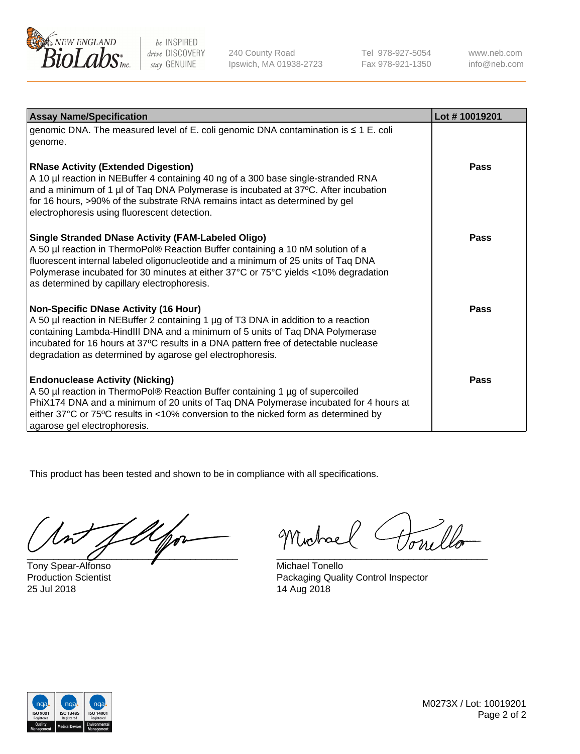| Assay Name/Specification | Lot # 10019201 |
|---|---|
| genomic DNA. The measured level of E. coli genomic DNA contamination is ≤ 1 E. coli genome. | |
| **RNase Activity (Extended Digestion)**<br>A 10 µl reaction in NEBuffer 4 containing 40 ng of a 300 base single-stranded RNA and a minimum of 1 µl of Taq DNA Polymerase is incubated at 37ºC. After incubation for 16 hours, >90% of the substrate RNA remains intact as determined by gel electrophoresis using fluorescent detection. | **Pass** |
| **Single Stranded DNase Activity (FAM-Labeled Oligo)**<br>A 50 µl reaction in ThermoPol® Reaction Buffer containing a 10 nM solution of a fluorescent internal labeled oligonucleotide and a minimum of 25 units of Taq DNA Polymerase incubated for 30 minutes at either 37°C or 75°C yields <10% degradation as determined by capillary electrophoresis. | **Pass** |
| **Non-Specific DNase Activity (16 Hour)**<br>A 50 µl reaction in NEBuffer 2 containing 1 µg of T3 DNA in addition to a reaction containing Lambda-HindIII DNA and a minimum of 5 units of Taq DNA Polymerase incubated for 16 hours at 37ºC results in a DNA pattern free of detectable nuclease degradation as determined by agarose gel electrophoresis. | **Pass** |
| **Endonuclease Activity (Nicking)**<br>A 50 µl reaction in ThermoPol® Reaction Buffer containing 1 µg of supercoiled PhiX174 DNA and a minimum of 20 units of Taq DNA Polymerase incubated for 4 hours at either 37°C or 75ºC results in <10% conversion to the nicked form as determined by agarose gel electrophoresis. | **Pass** |

This product has been tested and shown to be in compliance with all specifications.

Tony Spear-Alfonso
Production Scientist
25 Jul 2018

Michael Tonello
Packaging Quality Control Inspector
14 Aug 2018

M0273X / Lot: 10019201